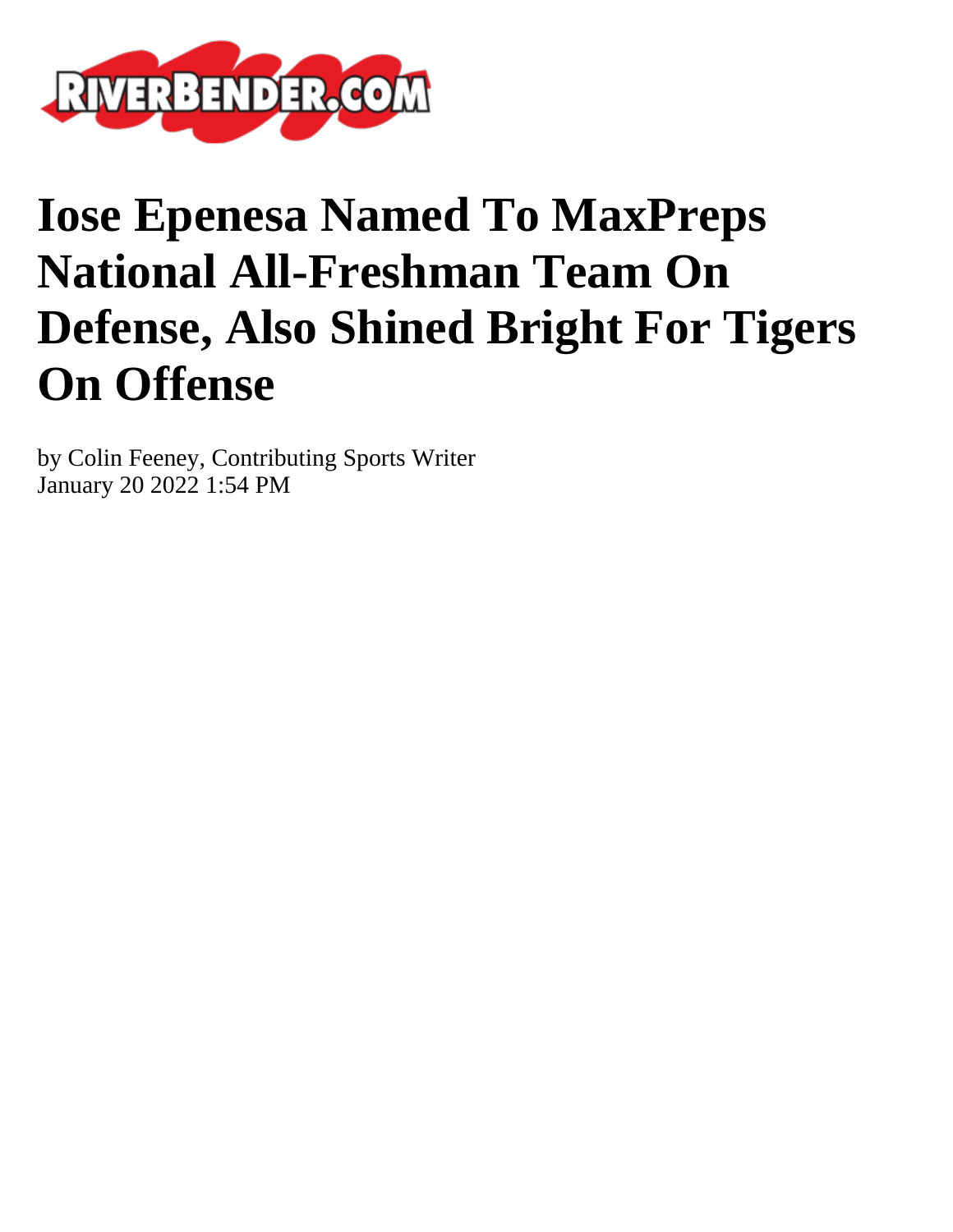RIVERBENDER.COM

# Iose Epenesa Named To MaxPreps National All-Freshman Team On Defense, Also Shined Bright For Tigers On Offense

by Colin Feeney, Contributing Sports Writer
January 20 2022 1:54 PM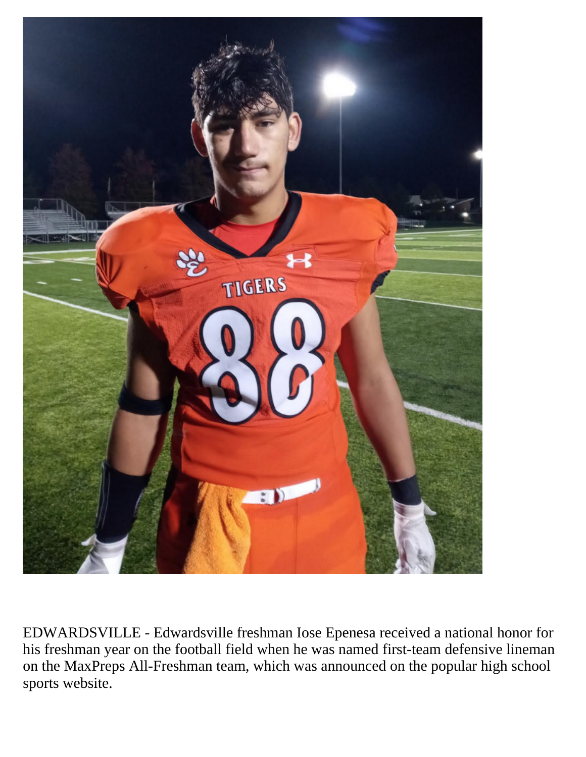EDWARDSVILLE - Edwardsville freshman Iose Epenesa received a national honor for his freshman year on the football field when he was named first-team defensive lineman on the MaxPreps All-Freshman team, which was announced on the popular high school sports website.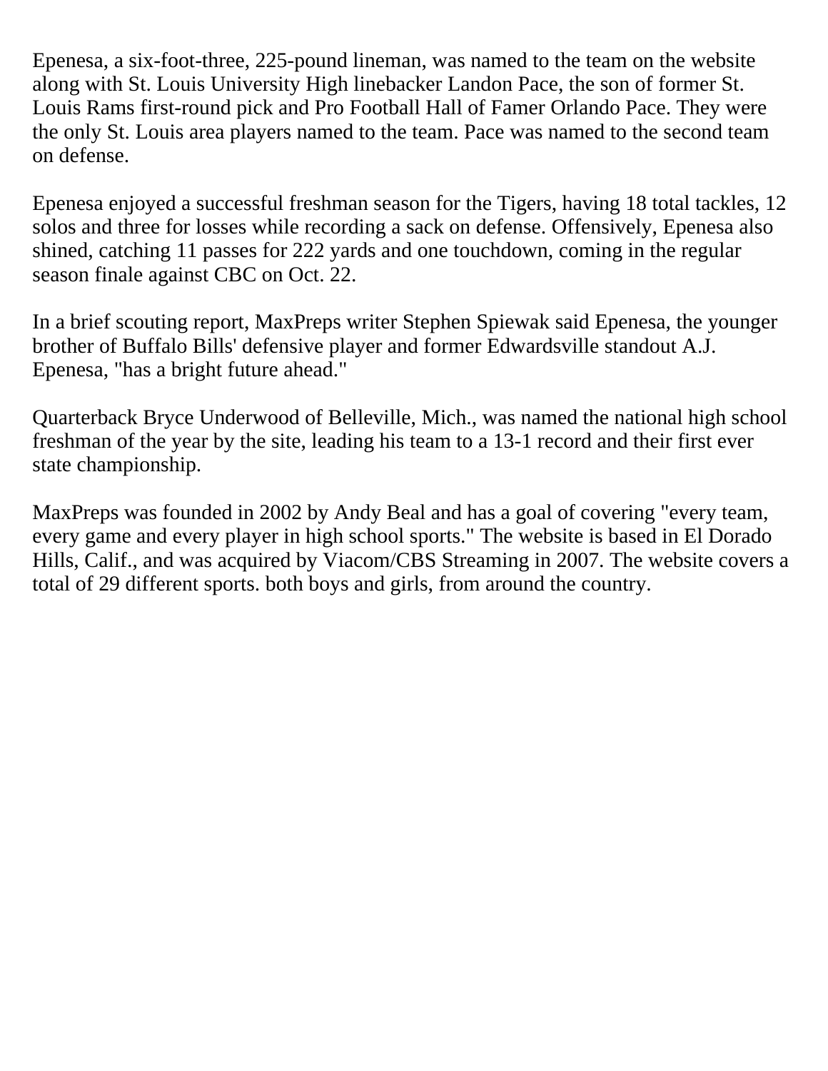Epenesa, a six-foot-three, 225-pound lineman, was named to the team on the website along with St. Louis University High linebacker Landon Pace, the son of former St. Louis Rams first-round pick and Pro Football Hall of Famer Orlando Pace. They were the only St. Louis area players named to the team. Pace was named to the second team on defense.

Epenesa enjoyed a successful freshman season for the Tigers, having 18 total tackles, 12 solos and three for losses while recording a sack on defense. Offensively, Epenesa also shined, catching 11 passes for 222 yards and one touchdown, coming in the regular season finale against CBC on Oct. 22.

In a brief scouting report, MaxPreps writer Stephen Spiewak said Epenesa, the younger brother of Buffalo Bills' defensive player and former Edwardsville standout A.J. Epenesa, "has a bright future ahead."

Quarterback Bryce Underwood of Belleville, Mich., was named the national high school freshman of the year by the site, leading his team to a 13-1 record and their first ever state championship.

MaxPreps was founded in 2002 by Andy Beal and has a goal of covering "every team, every game and every player in high school sports." The website is based in El Dorado Hills, Calif., and was acquired by Viacom/CBS Streaming in 2007. The website covers a total of 29 different sports. both boys and girls, from around the country.